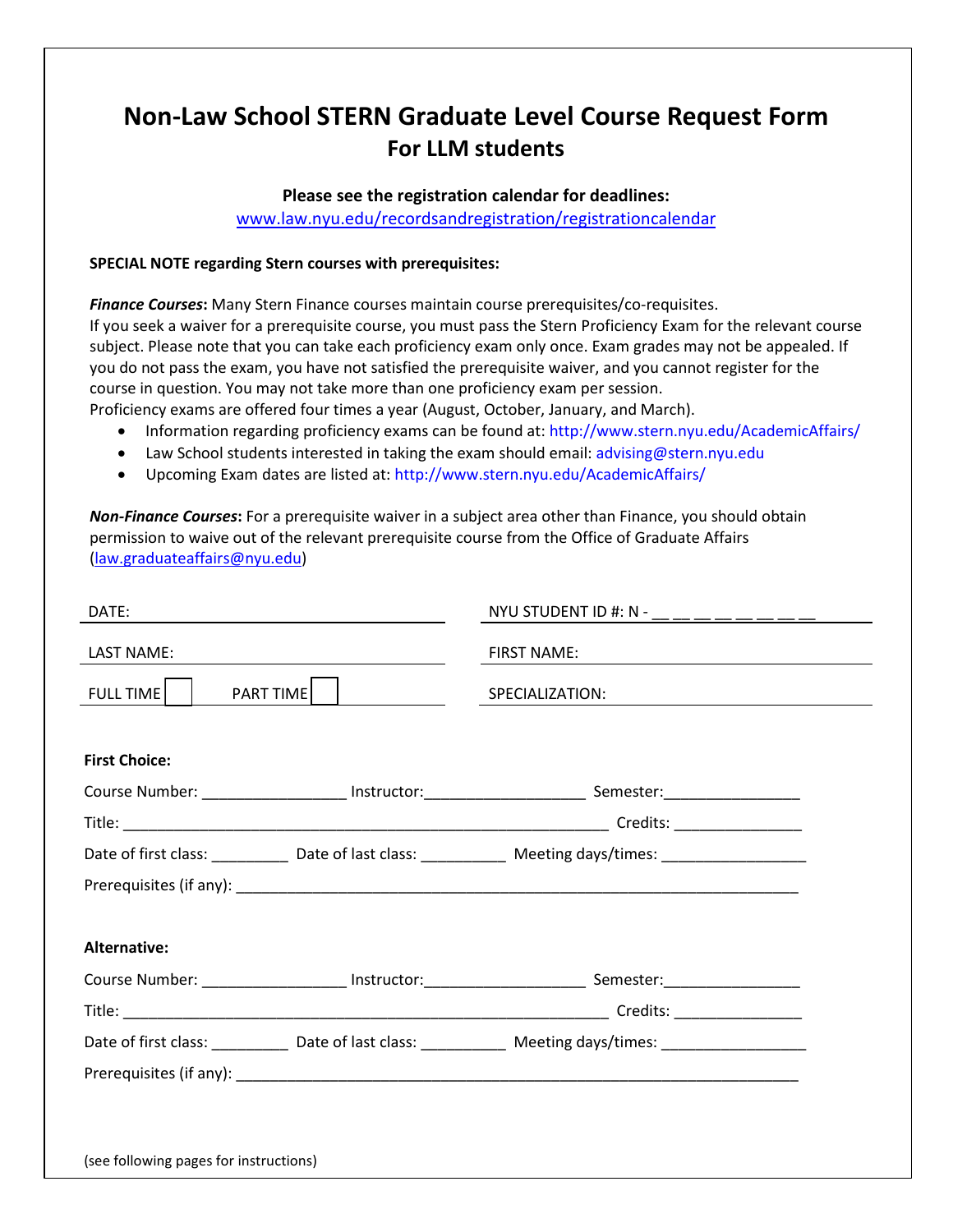# Non-Law School STERN Graduate Level Course Request Form
## For LLM students

**Please see the registration calendar for deadlines:**
www.law.nyu.edu/recordsandregistration/registrationcalendar

**SPECIAL NOTE regarding Stern courses with prerequisites:**

***Finance Courses*:** Many Stern Finance courses maintain course prerequisites/co-requisites.
If you seek a waiver for a prerequisite course, you must pass the Stern Proficiency Exam for the relevant course subject. Please note that you can take each proficiency exam only once. Exam grades may not be appealed. If you do not pass the exam, you have not satisfied the prerequisite waiver, and you cannot register for the course in question. You may not take more than one proficiency exam per session.
Proficiency exams are offered four times a year (August, October, January, and March).

- Information regarding proficiency exams can be found at: http://www.stern.nyu.edu/AcademicAffairs/
- Law School students interested in taking the exam should email: advising@stern.nyu.edu
- Upcoming Exam dates are listed at: http://www.stern.nyu.edu/AcademicAffairs/

***Non-Finance Courses*:** For a prerequisite waiver in a subject area other than Finance, you should obtain permission to waive out of the relevant prerequisite course from the Office of Graduate Affairs (law.graduateaffairs@nyu.edu)

DATE: ____________________ NYU STUDENT ID #: N - __ __ __ __ __ __ __ __

LAST NAME: ____________________ FIRST NAME: ____________________

FULL TIME ☐ PART TIME ☐ SPECIALIZATION: ____________________

**First Choice:**

Course Number: ________________ Instructor: __________________ Semester: ________________

Title: __________________________________________________________ Credits: _______________

Date of first class: _________ Date of last class: __________ Meeting days/times: _________________

Prerequisites (if any): ____________________________________________________________________

**Alternative:**

Course Number: ________________ Instructor: __________________ Semester: ________________

Title: __________________________________________________________ Credits: _______________

Date of first class: _________ Date of last class: __________ Meeting days/times: _________________

Prerequisites (if any): ____________________________________________________________________

(see following pages for instructions)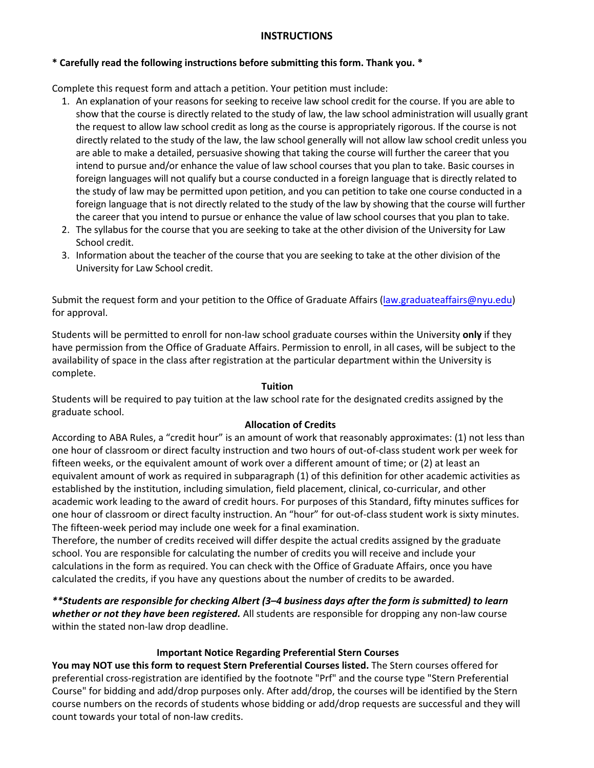# INSTRUCTIONS

**\* Carefully read the following instructions before submitting this form. Thank you. \***

Complete this request form and attach a petition. Your petition must include:

1. An explanation of your reasons for seeking to receive law school credit for the course. If you are able to show that the course is directly related to the study of law, the law school administration will usually grant the request to allow law school credit as long as the course is appropriately rigorous. If the course is not directly related to the study of the law, the law school generally will not allow law school credit unless you are able to make a detailed, persuasive showing that taking the course will further the career that you intend to pursue and/or enhance the value of law school courses that you plan to take. Basic courses in foreign languages will not qualify but a course conducted in a foreign language that is directly related to the study of law may be permitted upon petition, and you can petition to take one course conducted in a foreign language that is not directly related to the study of the law by showing that the course will further the career that you intend to pursue or enhance the value of law school courses that you plan to take.
2. The syllabus for the course that you are seeking to take at the other division of the University for Law School credit.
3. Information about the teacher of the course that you are seeking to take at the other division of the University for Law School credit.

Submit the request form and your petition to the Office of Graduate Affairs (law.graduateaffairs@nyu.edu) for approval.

Students will be permitted to enroll for non-law school graduate courses within the University **only** if they have permission from the Office of Graduate Affairs. Permission to enroll, in all cases, will be subject to the availability of space in the class after registration at the particular department within the University is complete.

### Tuition

Students will be required to pay tuition at the law school rate for the designated credits assigned by the graduate school.

### Allocation of Credits

According to ABA Rules, a "credit hour" is an amount of work that reasonably approximates: (1) not less than one hour of classroom or direct faculty instruction and two hours of out-of-class student work per week for fifteen weeks, or the equivalent amount of work over a different amount of time; or (2) at least an equivalent amount of work as required in subparagraph (1) of this definition for other academic activities as established by the institution, including simulation, field placement, clinical, co-curricular, and other academic work leading to the award of credit hours. For purposes of this Standard, fifty minutes suffices for one hour of classroom or direct faculty instruction. An "hour" for out-of-class student work is sixty minutes. The fifteen-week period may include one week for a final examination.

Therefore, the number of credits received will differ despite the actual credits assigned by the graduate school. You are responsible for calculating the number of credits you will receive and include your calculations in the form as required. You can check with the Office of Graduate Affairs, once you have calculated the credits, if you have any questions about the number of credits to be awarded.

***\*\*Students are responsible for checking Albert (3–4 business days after the form is submitted) to learn whether or not they have been registered.*** All students are responsible for dropping any non-law course within the stated non-law drop deadline.

### Important Notice Regarding Preferential Stern Courses

**You may NOT use this form to request Stern Preferential Courses listed.** The Stern courses offered for preferential cross-registration are identified by the footnote "Prf" and the course type "Stern Preferential Course" for bidding and add/drop purposes only. After add/drop, the courses will be identified by the Stern course numbers on the records of students whose bidding or add/drop requests are successful and they will count towards your total of non-law credits.